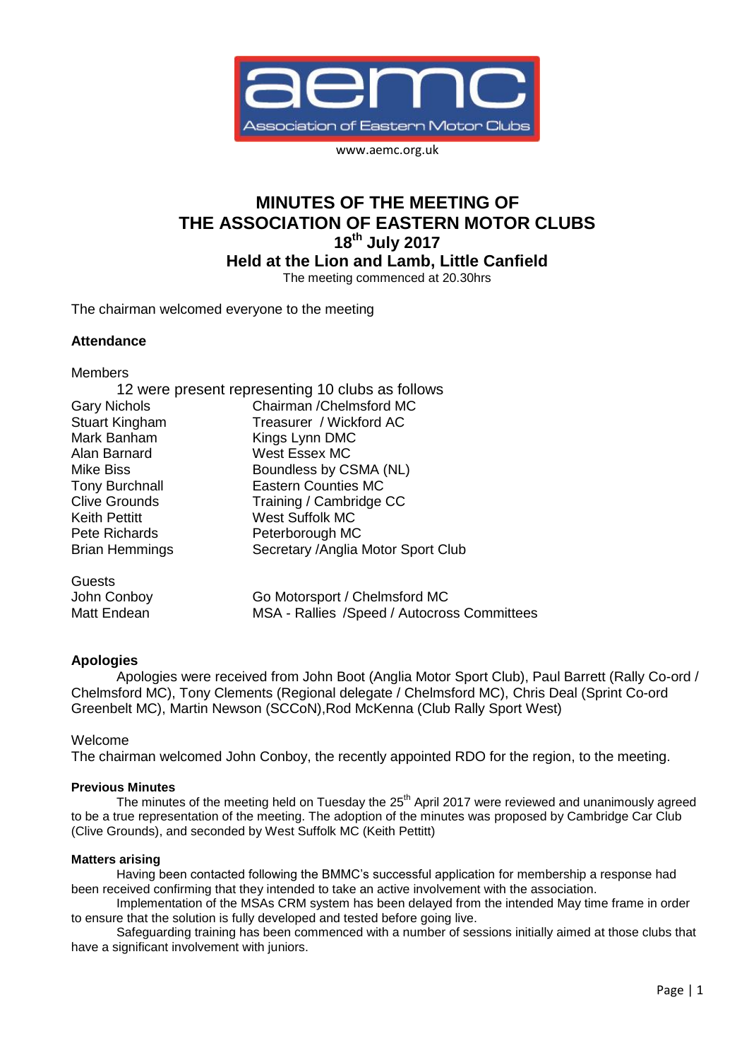www.aemc.org.uk

# MINUTES OF THE MEETING OF THE ASSOCIATION OF EASTERN MOTOR CLUBS

## 18th July 2017

## Held at the Lion and Lamb, Little Canfield

The meeting commenced at 20.30hrs

The chairman welcomed everyone to the meeting

**Attendance**

Members

12 were present representing 10 clubs as follows

| | |
|---|---|
| Gary Nichols | Chairman /Chelmsford MC |
| Stuart Kingham | Treasurer / Wickford AC |
| Mark Banham | Kings Lynn DMC |
| Alan Barnard | West Essex MC |
| Mike Biss | Boundless by CSMA (NL) |
| Tony Burchnall | Eastern Counties MC |
| Clive Grounds | Training / Cambridge CC |
| Keith Pettitt | West Suffolk MC |
| Pete Richards | Peterborough MC |
| Brian Hemmings | Secretary /Anglia Motor Sport Club |

Guests

| | |
|---|---|
| John Conboy | Go Motorsport / Chelmsford MC |
| Matt Endean | MSA - Rallies /Speed / Autocross Committees |

**Apologies**

Apologies were received from John Boot (Anglia Motor Sport Club), Paul Barrett (Rally Co-ord / Chelmsford MC), Tony Clements (Regional delegate / Chelmsford MC), Chris Deal (Sprint Co-ord Greenbelt MC), Martin Newson (SCCoN),Rod McKenna (Club Rally Sport West)

Welcome

The chairman welcomed John Conboy, the recently appointed RDO for the region, to the meeting.

**Previous Minutes**

The minutes of the meeting held on Tuesday the 25th April 2017 were reviewed and unanimously agreed to be a true representation of the meeting. The adoption of the minutes was proposed by Cambridge Car Club (Clive Grounds), and seconded by West Suffolk MC (Keith Pettitt)

**Matters arising**

Having been contacted following the BMMC's successful application for membership a response had been received confirming that they intended to take an active involvement with the association.

Implementation of the MSAs CRM system has been delayed from the intended May time frame in order to ensure that the solution is fully developed and tested before going live.

Safeguarding training has been commenced with a number of sessions initially aimed at those clubs that have a significant involvement with juniors.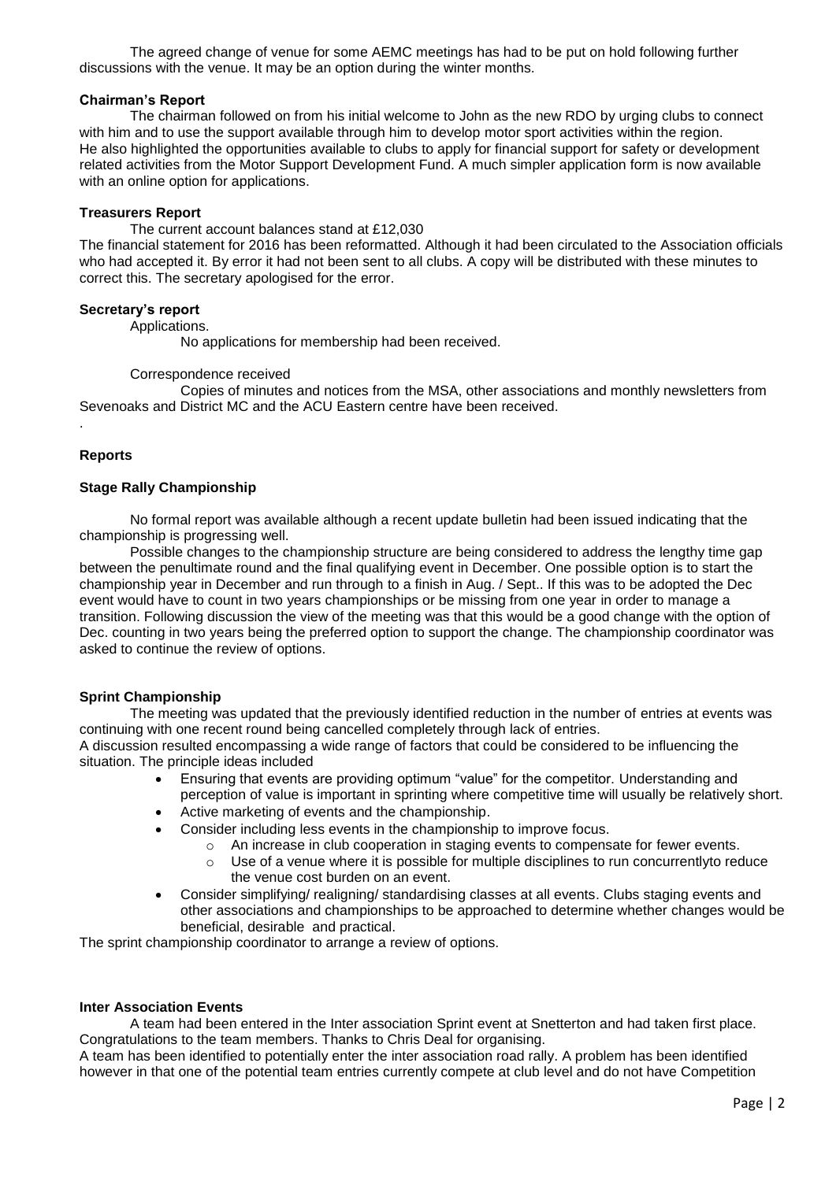The agreed change of venue for some AEMC meetings has had to be put on hold following further discussions with the venue. It may be an option during the winter months.

**Chairman's Report**

The chairman followed on from his initial welcome to John as the new RDO by urging clubs to connect with him and to use the support available through him to develop motor sport activities within the region. He also highlighted the opportunities available to clubs to apply for financial support for safety or development related activities from the Motor Support Development Fund. A much simpler application form is now available with an online option for applications.

**Treasurers Report**

The current account balances stand at £12,030

The financial statement for 2016 has been reformatted. Although it had been circulated to the Association officials who had accepted it. By error it had not been sent to all clubs. A copy will be distributed with these minutes to correct this. The secretary apologised for the error.

**Secretary's report**

Applications.

No applications for membership had been received.

Correspondence received

Copies of minutes and notices from the MSA, other associations and monthly newsletters from Sevenoaks and District MC and the ACU Eastern centre have been received.

.

**Reports**

**Stage Rally Championship**

No formal report was available although a recent update bulletin had been issued indicating that the championship is progressing well.

Possible changes to the championship structure are being considered to address the lengthy time gap between the penultimate round and the final qualifying event in December. One possible option is to start the championship year in December and run through to a finish in Aug. / Sept.. If this was to be adopted the Dec event would have to count in two years championships or be missing from one year in order to manage a transition. Following discussion the view of the meeting was that this would be a good change with the option of Dec. counting in two years being the preferred option to support the change. The championship coordinator was asked to continue the review of options.

**Sprint Championship**

The meeting was updated that the previously identified reduction in the number of entries at events was continuing with one recent round being cancelled completely through lack of entries.

A discussion resulted encompassing a wide range of factors that could be considered to be influencing the situation. The principle ideas included

- Ensuring that events are providing optimum "value" for the competitor. Understanding and perception of value is important in sprinting where competitive time will usually be relatively short.
- Active marketing of events and the championship.
- Consider including less events in the championship to improve focus.
  - An increase in club cooperation in staging events to compensate for fewer events.
  - Use of a venue where it is possible for multiple disciplines to run concurrentlyto reduce the venue cost burden on an event.
- Consider simplifying/ realigning/ standardising classes at all events. Clubs staging events and other associations and championships to be approached to determine whether changes would be beneficial, desirable and practical.

The sprint championship coordinator to arrange a review of options.

**Inter Association Events**

A team had been entered in the Inter association Sprint event at Snetterton and had taken first place. Congratulations to the team members. Thanks to Chris Deal for organising.

A team has been identified to potentially enter the inter association road rally. A problem has been identified however in that one of the potential team entries currently compete at club level and do not have Competition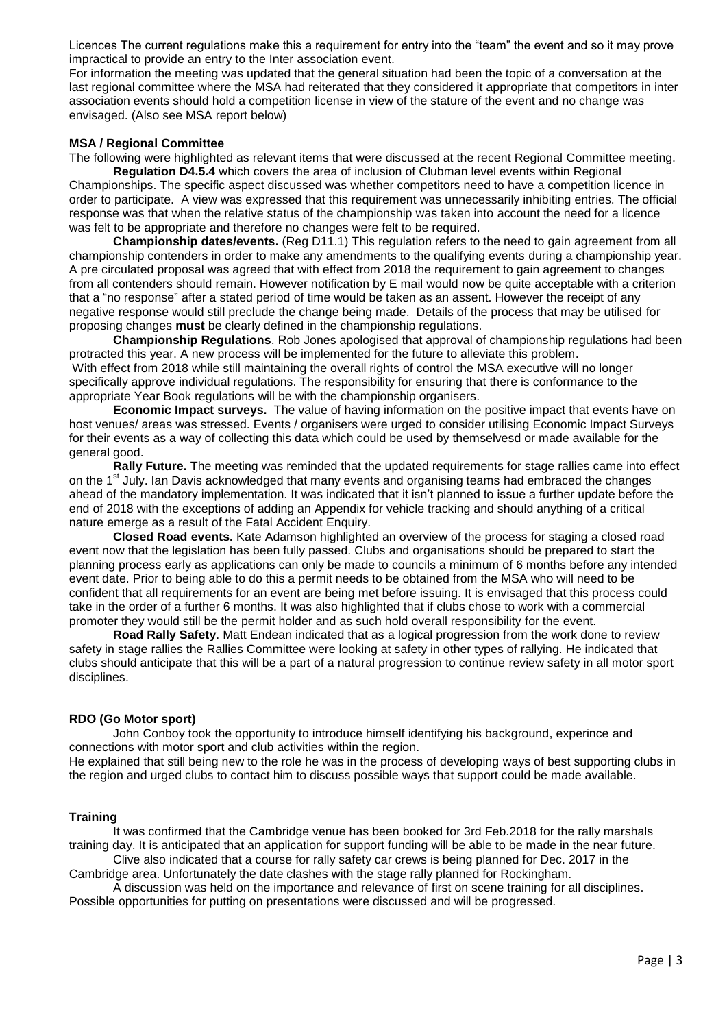Licences The current regulations make this a requirement for entry into the "team" the event and so it may prove impractical to provide an entry to the Inter association event.

For information the meeting was updated that the general situation had been the topic of a conversation at the last regional committee where the MSA had reiterated that they considered it appropriate that competitors in inter association events should hold a competition license in view of the stature of the event and no change was envisaged. (Also see MSA report below)

**MSA / Regional Committee**

The following were highlighted as relevant items that were discussed at the recent Regional Committee meeting.

**Regulation D4.5.4** which covers the area of inclusion of Clubman level events within Regional Championships. The specific aspect discussed was whether competitors need to have a competition licence in order to participate. A view was expressed that this requirement was unnecessarily inhibiting entries. The official response was that when the relative status of the championship was taken into account the need for a licence was felt to be appropriate and therefore no changes were felt to be required.

**Championship dates/events.** (Reg D11.1) This regulation refers to the need to gain agreement from all championship contenders in order to make any amendments to the qualifying events during a championship year. A pre circulated proposal was agreed that with effect from 2018 the requirement to gain agreement to changes from all contenders should remain. However notification by E mail would now be quite acceptable with a criterion that a "no response" after a stated period of time would be taken as an assent. However the receipt of any negative response would still preclude the change being made. Details of the process that may be utilised for proposing changes **must** be clearly defined in the championship regulations.

**Championship Regulations**. Rob Jones apologised that approval of championship regulations had been protracted this year. A new process will be implemented for the future to alleviate this problem.

With effect from 2018 while still maintaining the overall rights of control the MSA executive will no longer specifically approve individual regulations. The responsibility for ensuring that there is conformance to the appropriate Year Book regulations will be with the championship organisers.

**Economic Impact surveys.** The value of having information on the positive impact that events have on host venues/ areas was stressed. Events / organisers were urged to consider utilising Economic Impact Surveys for their events as a way of collecting this data which could be used by themselvesd or made available for the general good.

**Rally Future.** The meeting was reminded that the updated requirements for stage rallies came into effect on the 1st July. Ian Davis acknowledged that many events and organising teams had embraced the changes ahead of the mandatory implementation. It was indicated that it isn't planned to issue a further update before the end of 2018 with the exceptions of adding an Appendix for vehicle tracking and should anything of a critical nature emerge as a result of the Fatal Accident Enquiry.

**Closed Road events.** Kate Adamson highlighted an overview of the process for staging a closed road event now that the legislation has been fully passed. Clubs and organisations should be prepared to start the planning process early as applications can only be made to councils a minimum of 6 months before any intended event date. Prior to being able to do this a permit needs to be obtained from the MSA who will need to be confident that all requirements for an event are being met before issuing. It is envisaged that this process could take in the order of a further 6 months. It was also highlighted that if clubs chose to work with a commercial promoter they would still be the permit holder and as such hold overall responsibility for the event.

**Road Rally Safety**. Matt Endean indicated that as a logical progression from the work done to review safety in stage rallies the Rallies Committee were looking at safety in other types of rallying. He indicated that clubs should anticipate that this will be a part of a natural progression to continue review safety in all motor sport disciplines.

**RDO (Go Motor sport)**

John Conboy took the opportunity to introduce himself identifying his background, experince and connections with motor sport and club activities within the region.

He explained that still being new to the role he was in the process of developing ways of best supporting clubs in the region and urged clubs to contact him to discuss possible ways that support could be made available.

**Training**

It was confirmed that the Cambridge venue has been booked for 3rd Feb.2018 for the rally marshals training day. It is anticipated that an application for support funding will be able to be made in the near future.

Clive also indicated that a course for rally safety car crews is being planned for Dec. 2017 in the Cambridge area. Unfortunately the date clashes with the stage rally planned for Rockingham.

A discussion was held on the importance and relevance of first on scene training for all disciplines. Possible opportunities for putting on presentations were discussed and will be progressed.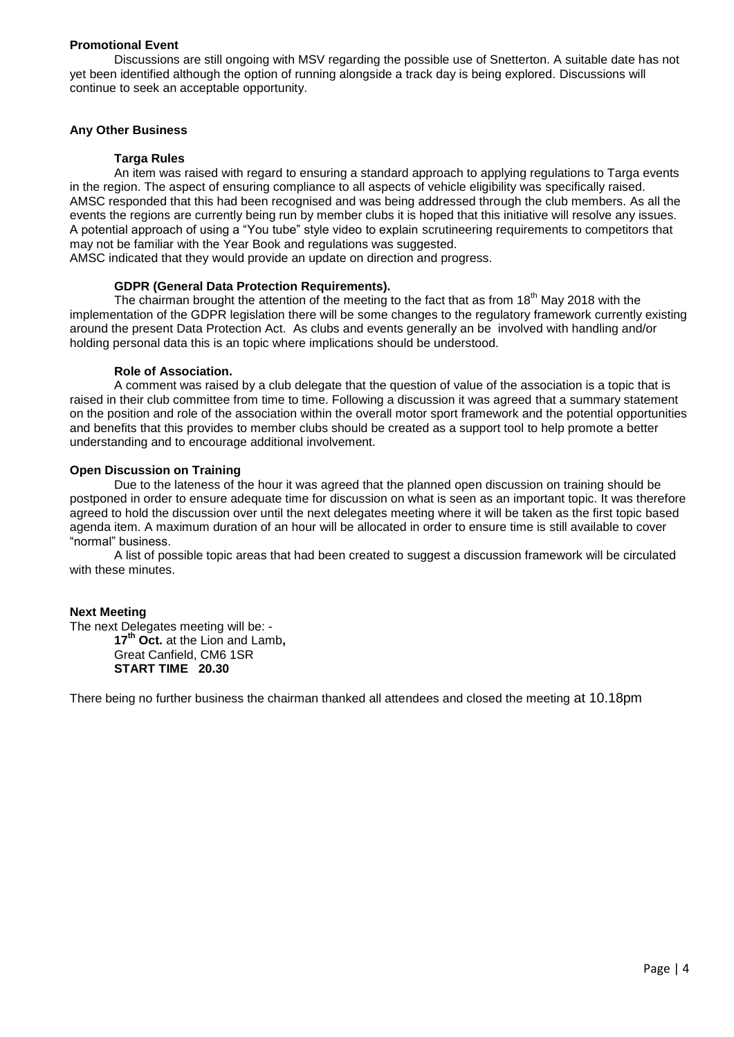**Promotional Event**

Discussions are still ongoing with MSV regarding the possible use of Snetterton. A suitable date has not yet been identified although the option of running alongside a track day is being explored. Discussions will continue to seek an acceptable opportunity.

**Any Other Business**

**Targa Rules**

An item was raised with regard to ensuring a standard approach to applying regulations to Targa events in the region. The aspect of ensuring compliance to all aspects of vehicle eligibility was specifically raised. AMSC responded that this had been recognised and was being addressed through the club members. As all the events the regions are currently being run by member clubs it is hoped that this initiative will resolve any issues. A potential approach of using a "You tube" style video to explain scrutineering requirements to competitors that may not be familiar with the Year Book and regulations was suggested.
AMSC indicated that they would provide an update on direction and progress.

**GDPR (General Data Protection Requirements).**

The chairman brought the attention of the meeting to the fact that as from 18th May 2018 with the implementation of the GDPR legislation there will be some changes to the regulatory framework currently existing around the present Data Protection Act. As clubs and events generally an be involved with handling and/or holding personal data this is an topic where implications should be understood.

**Role of Association.**

A comment was raised by a club delegate that the question of value of the association is a topic that is raised in their club committee from time to time. Following a discussion it was agreed that a summary statement on the position and role of the association within the overall motor sport framework and the potential opportunities and benefits that this provides to member clubs should be created as a support tool to help promote a better understanding and to encourage additional involvement.

**Open Discussion on Training**

Due to the lateness of the hour it was agreed that the planned open discussion on training should be postponed in order to ensure adequate time for discussion on what is seen as an important topic. It was therefore agreed to hold the discussion over until the next delegates meeting where it will be taken as the first topic based agenda item. A maximum duration of an hour will be allocated in order to ensure time is still available to cover "normal" business.

A list of possible topic areas that had been created to suggest a discussion framework will be circulated with these minutes.

**Next Meeting**

The next Delegates meeting will be: -

**17th Oct.** at the Lion and Lamb**,**
Great Canfield, CM6 1SR
**START TIME 20.30**

There being no further business the chairman thanked all attendees and closed the meeting at 10.18pm